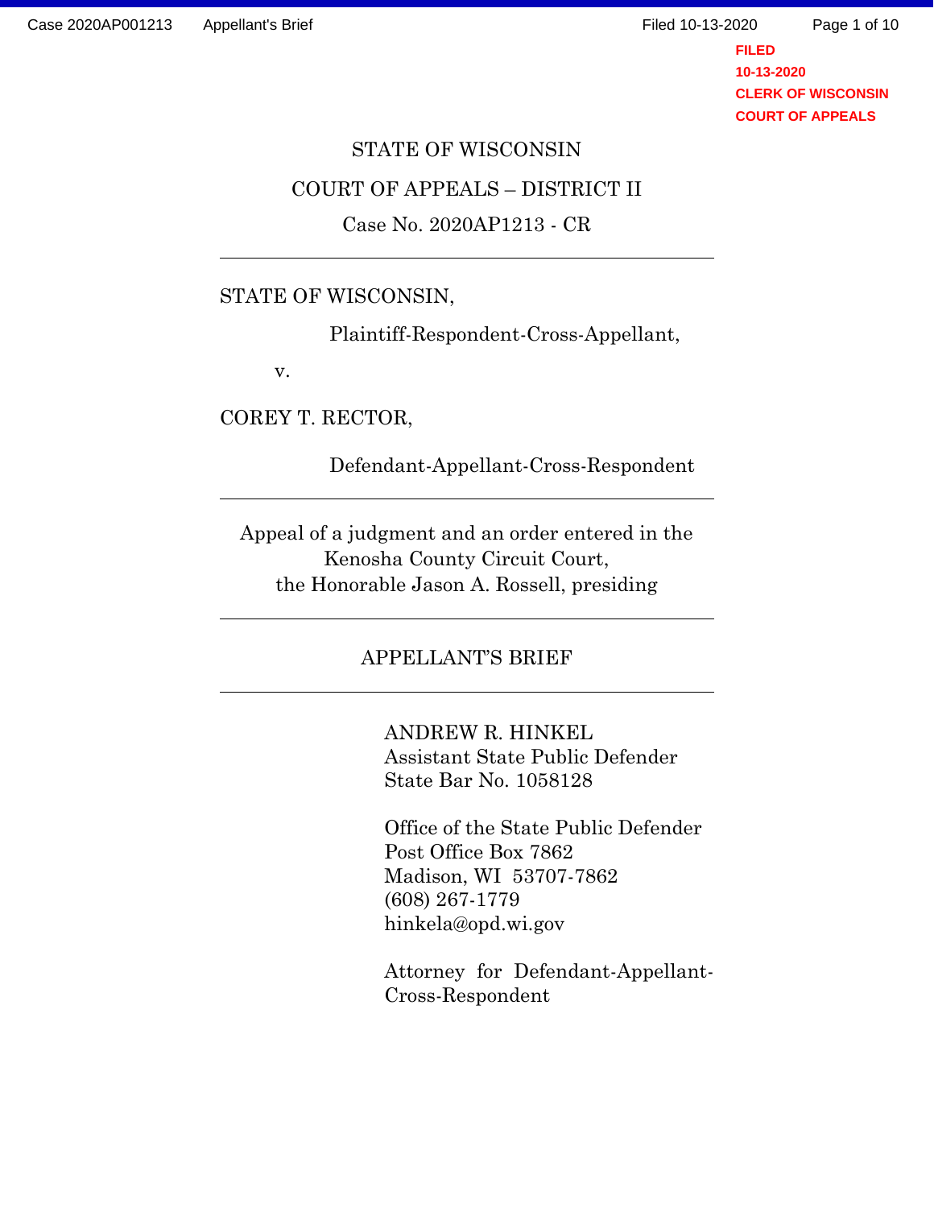STATE OF WISCONSIN

COURT OF APPEALS – DISTRICT II

Case No. 2020AP1213 - CR

---

STATE OF WISCONSIN,

Plaintiff-Respondent-Cross-Appellant,

v.

COREY T. RECTOR,

Defendant-Appellant-Cross-Respondent

---

Appeal of a judgment and an order entered in the Kenosha County Circuit Court, the Honorable Jason A. Rossell, presiding

---

APPELLANT'S BRIEF

---

ANDREW R. HINKEL
Assistant State Public Defender
State Bar No. 1058128

Office of the State Public Defender
Post Office Box 7862
Madison, WI 53707-7862
(608) 267-1779
hinkela@opd.wi.gov

Attorney for Defendant-Appellant-Cross-Respondent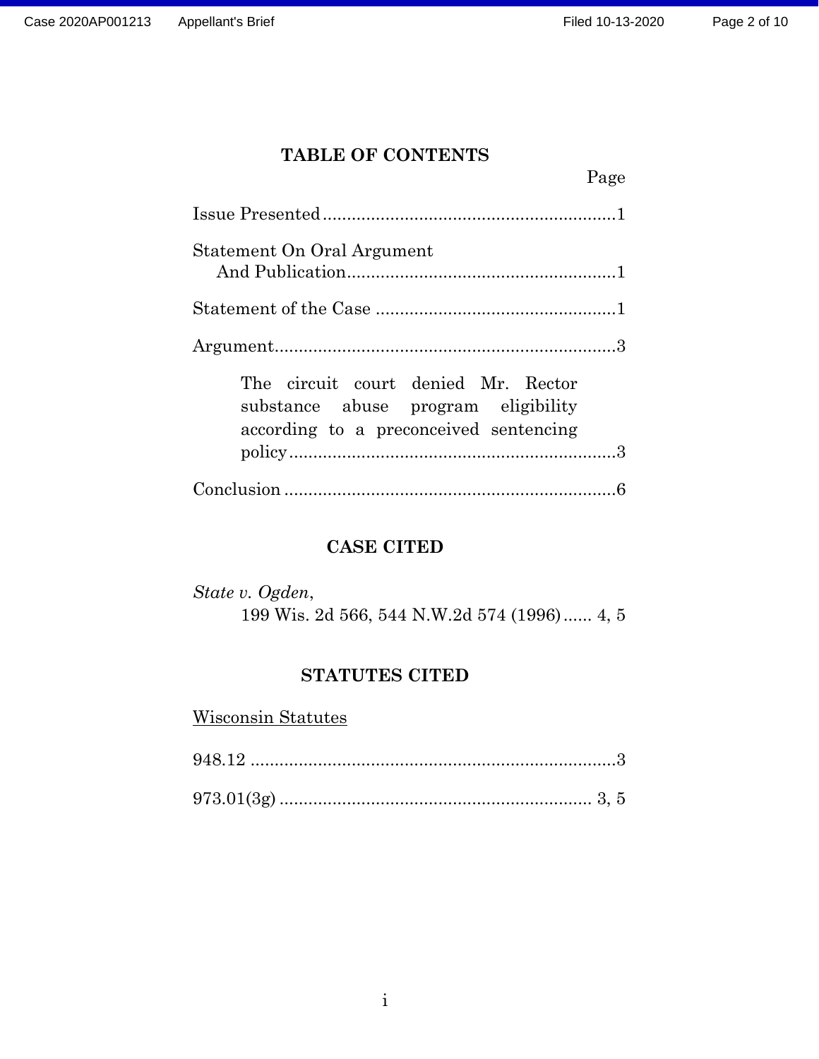## TABLE OF CONTENTS

Page

Issue Presented ............................................................. 1

Statement On Oral Argument
And Publication ........................................................ 1

Statement of the Case .................................................. 1

Argument ...................................................................... 3

The circuit court denied Mr. Rector substance abuse program eligibility according to a preconceived sentencing policy ..................................................................... 3

Conclusion ..................................................................... 6

## CASE CITED

*State v. Ogden*,
199 Wis. 2d 566, 544 N.W.2d 574 (1996) ...... 4, 5

## STATUTES CITED

Wisconsin Statutes

948.12 ............................................................................ 3

973.01(3g) ................................................................. 3, 5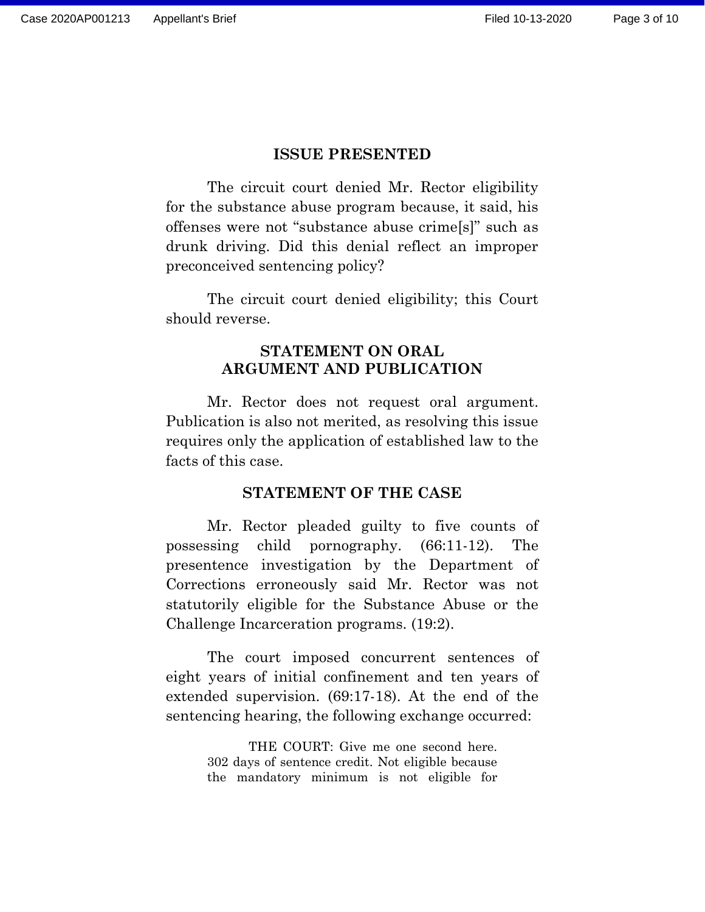## ISSUE PRESENTED

The circuit court denied Mr. Rector eligibility for the substance abuse program because, it said, his offenses were not "substance abuse crime[s]" such as drunk driving. Did this denial reflect an improper preconceived sentencing policy?

The circuit court denied eligibility; this Court should reverse.

## STATEMENT ON ORAL ARGUMENT AND PUBLICATION

Mr. Rector does not request oral argument. Publication is also not merited, as resolving this issue requires only the application of established law to the facts of this case.

## STATEMENT OF THE CASE

Mr. Rector pleaded guilty to five counts of possessing child pornography. (66:11-12). The presentence investigation by the Department of Corrections erroneously said Mr. Rector was not statutorily eligible for the Substance Abuse or the Challenge Incarceration programs. (19:2).

The court imposed concurrent sentences of eight years of initial confinement and ten years of extended supervision. (69:17-18). At the end of the sentencing hearing, the following exchange occurred:

> THE COURT: Give me one second here. 302 days of sentence credit. Not eligible because the mandatory minimum is not eligible for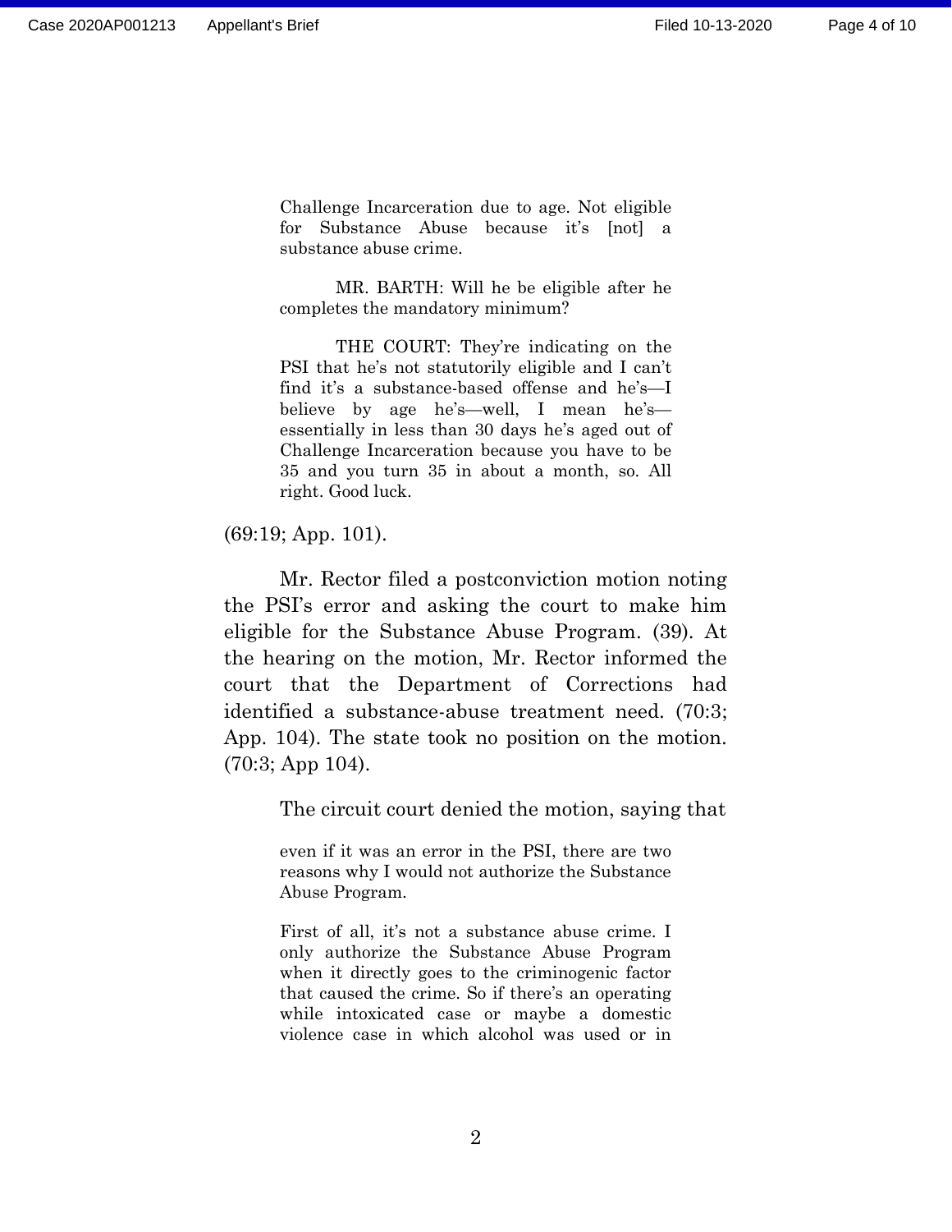> Challenge Incarceration due to age. Not eligible for Substance Abuse because it's [not] a substance abuse crime.
>
> MR. BARTH: Will he be eligible after he completes the mandatory minimum?
>
> THE COURT: They're indicating on the PSI that he's not statutorily eligible and I can't find it's a substance-based offense and he's—I believe by age he's—well, I mean he's—essentially in less than 30 days he's aged out of Challenge Incarceration because you have to be 35 and you turn 35 in about a month, so. All right. Good luck.

(69:19; App. 101).

Mr. Rector filed a postconviction motion noting the PSI's error and asking the court to make him eligible for the Substance Abuse Program. (39). At the hearing on the motion, Mr. Rector informed the court that the Department of Corrections had identified a substance-abuse treatment need. (70:3; App. 104). The state took no position on the motion. (70:3; App 104).

The circuit court denied the motion, saying that

> even if it was an error in the PSI, there are two reasons why I would not authorize the Substance Abuse Program.
>
> First of all, it's not a substance abuse crime. I only authorize the Substance Abuse Program when it directly goes to the criminogenic factor that caused the crime. So if there's an operating while intoxicated case or maybe a domestic violence case in which alcohol was used or in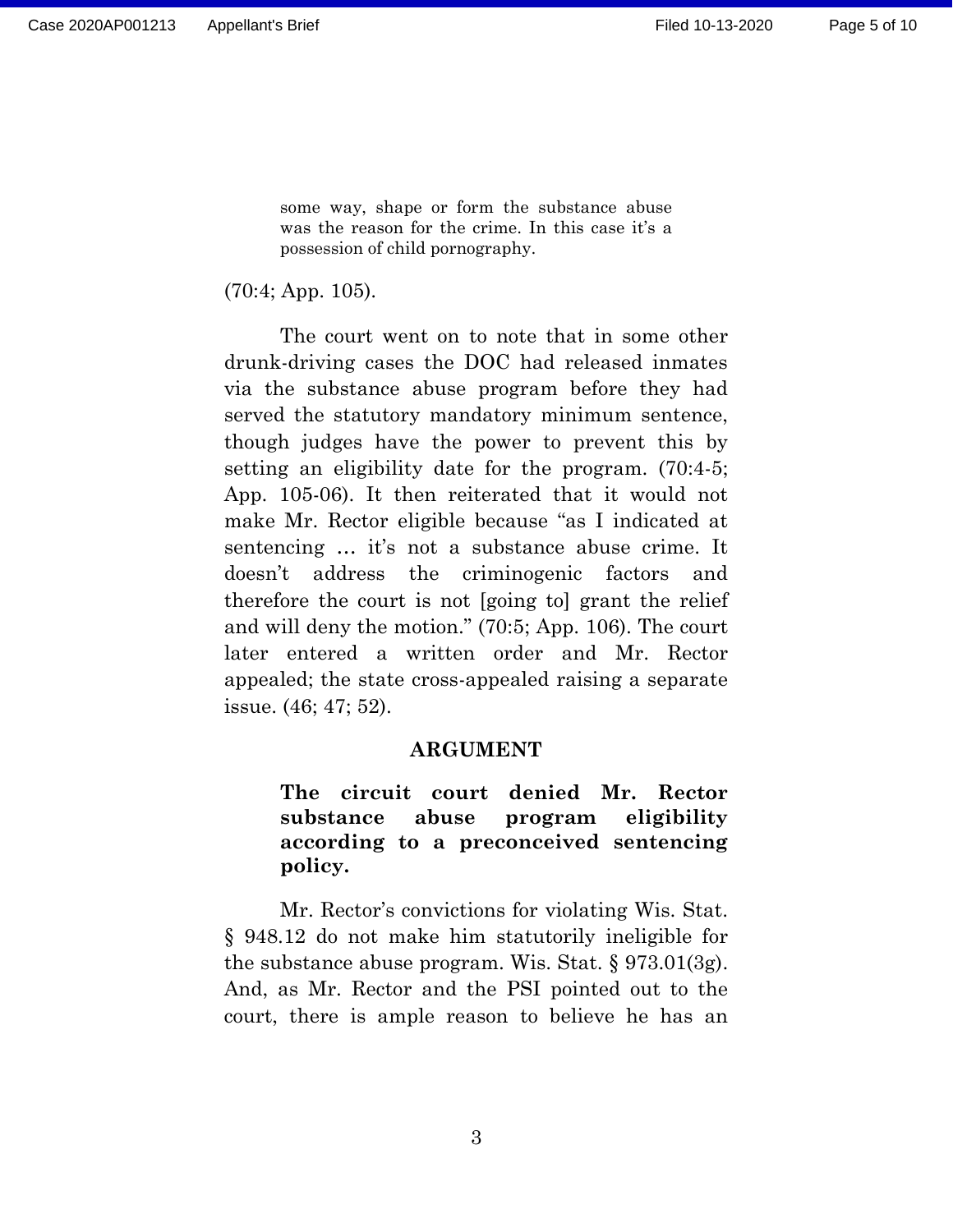> some way, shape or form the substance abuse was the reason for the crime. In this case it's a possession of child pornography.

(70:4; App. 105).

The court went on to note that in some other drunk-driving cases the DOC had released inmates via the substance abuse program before they had served the statutory mandatory minimum sentence, though judges have the power to prevent this by setting an eligibility date for the program. (70:4-5; App. 105-06). It then reiterated that it would not make Mr. Rector eligible because "as I indicated at sentencing … it's not a substance abuse crime. It doesn't address the criminogenic factors and therefore the court is not [going to] grant the relief and will deny the motion." (70:5; App. 106). The court later entered a written order and Mr. Rector appealed; the state cross-appealed raising a separate issue. (46; 47; 52).

## ARGUMENT

### The circuit court denied Mr. Rector substance abuse program eligibility according to a preconceived sentencing policy.

Mr. Rector's convictions for violating Wis. Stat. § 948.12 do not make him statutorily ineligible for the substance abuse program. Wis. Stat. § 973.01(3g). And, as Mr. Rector and the PSI pointed out to the court, there is ample reason to believe he has an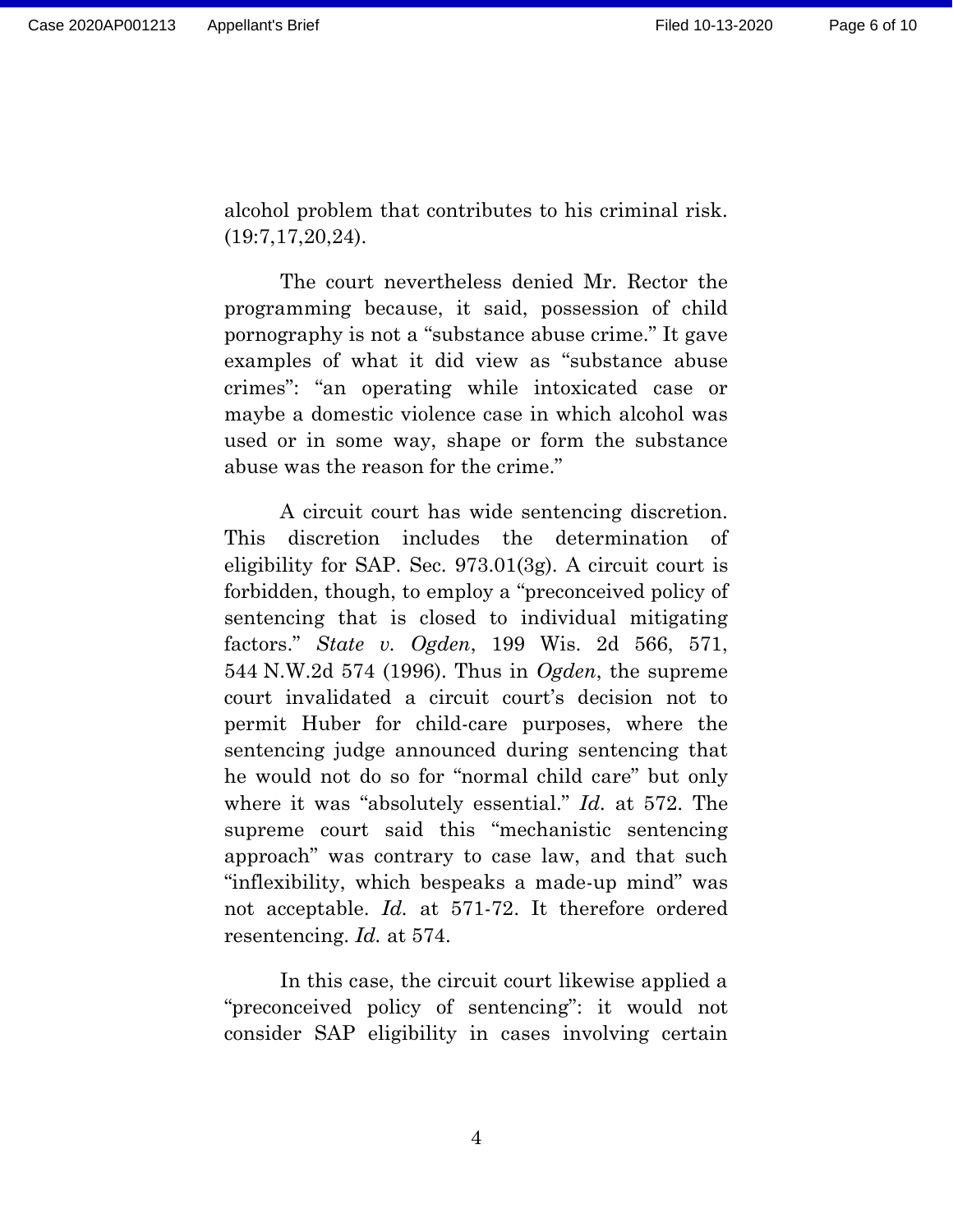alcohol problem that contributes to his criminal risk. (19:7,17,20,24).

The court nevertheless denied Mr. Rector the programming because, it said, possession of child pornography is not a "substance abuse crime." It gave examples of what it did view as "substance abuse crimes": "an operating while intoxicated case or maybe a domestic violence case in which alcohol was used or in some way, shape or form the substance abuse was the reason for the crime."

A circuit court has wide sentencing discretion. This discretion includes the determination of eligibility for SAP. Sec. 973.01(3g). A circuit court is forbidden, though, to employ a "preconceived policy of sentencing that is closed to individual mitigating factors." *State v. Ogden*, 199 Wis. 2d 566, 571, 544 N.W.2d 574 (1996). Thus in *Ogden*, the supreme court invalidated a circuit court's decision not to permit Huber for child-care purposes, where the sentencing judge announced during sentencing that he would not do so for "normal child care" but only where it was "absolutely essential." *Id.* at 572. The supreme court said this "mechanistic sentencing approach" was contrary to case law, and that such "inflexibility, which bespeaks a made-up mind" was not acceptable. *Id.* at 571-72. It therefore ordered resentencing. *Id.* at 574.

In this case, the circuit court likewise applied a "preconceived policy of sentencing": it would not consider SAP eligibility in cases involving certain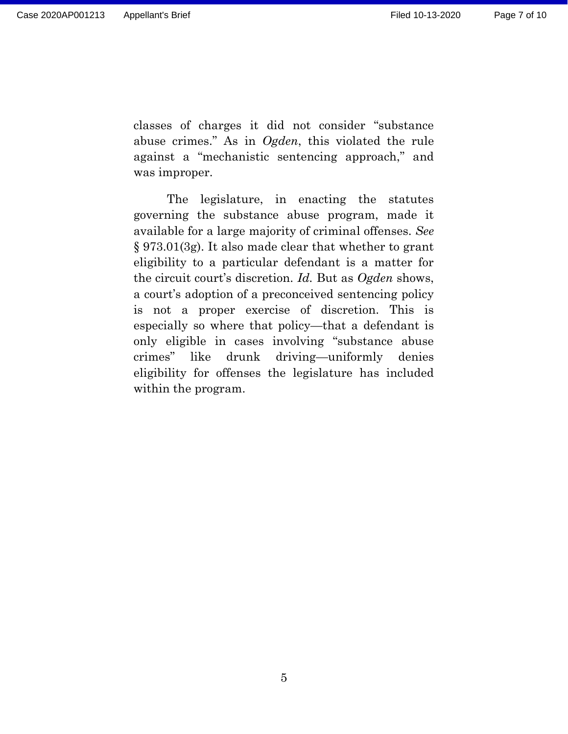classes of charges it did not consider "substance abuse crimes." As in *Ogden*, this violated the rule against a "mechanistic sentencing approach," and was improper.

The legislature, in enacting the statutes governing the substance abuse program, made it available for a large majority of criminal offenses. *See* § 973.01(3g). It also made clear that whether to grant eligibility to a particular defendant is a matter for the circuit court's discretion. *Id.* But as *Ogden* shows, a court's adoption of a preconceived sentencing policy is not a proper exercise of discretion. This is especially so where that policy—that a defendant is only eligible in cases involving "substance abuse crimes" like drunk driving—uniformly denies eligibility for offenses the legislature has included within the program.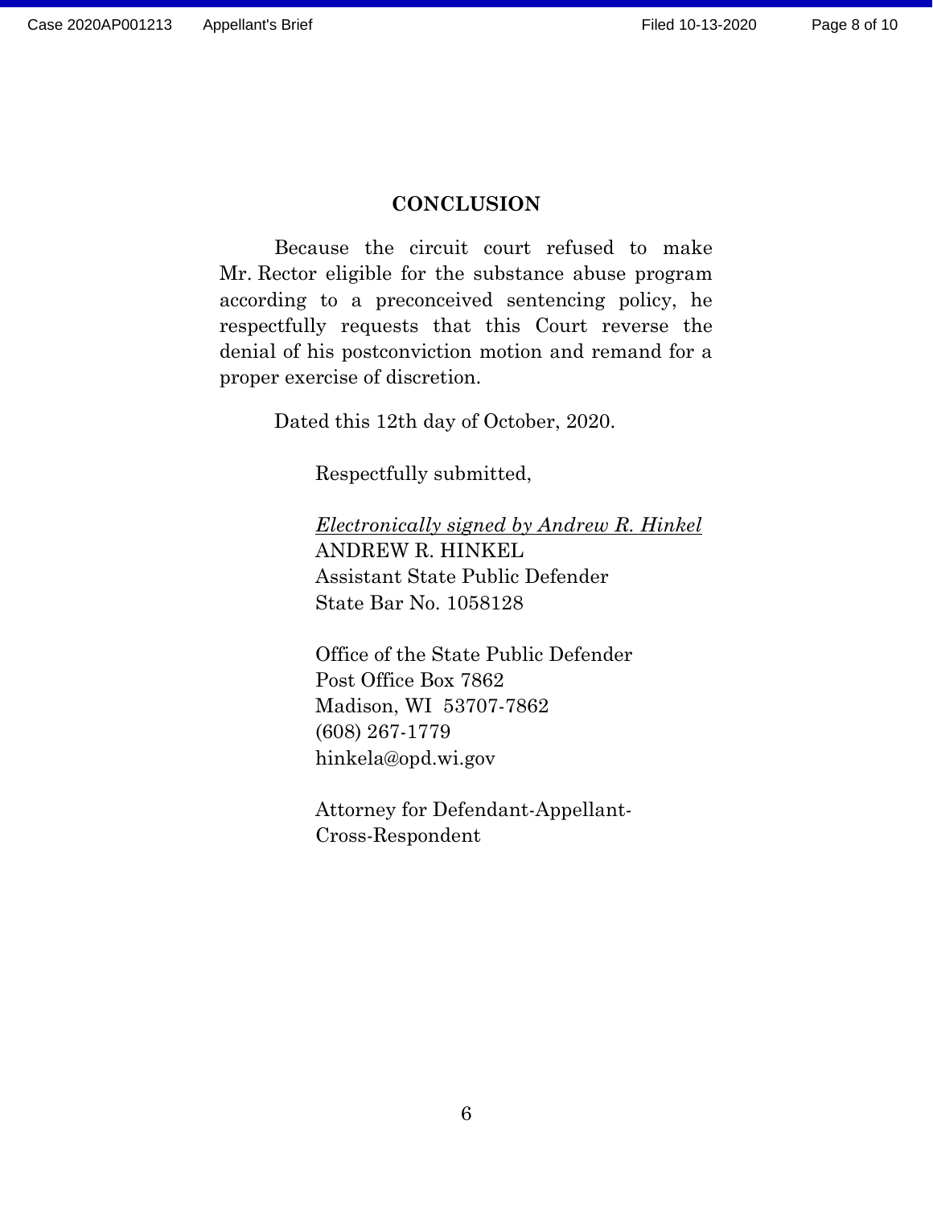## CONCLUSION

Because the circuit court refused to make Mr. Rector eligible for the substance abuse program according to a preconceived sentencing policy, he respectfully requests that this Court reverse the denial of his postconviction motion and remand for a proper exercise of discretion.

Dated this 12th day of October, 2020.

Respectfully submitted,

*Electronically signed by Andrew R. Hinkel*
ANDREW R. HINKEL
Assistant State Public Defender
State Bar No. 1058128

Office of the State Public Defender
Post Office Box 7862
Madison, WI 53707-7862
(608) 267-1779
hinkela@opd.wi.gov

Attorney for Defendant-Appellant-Cross-Respondent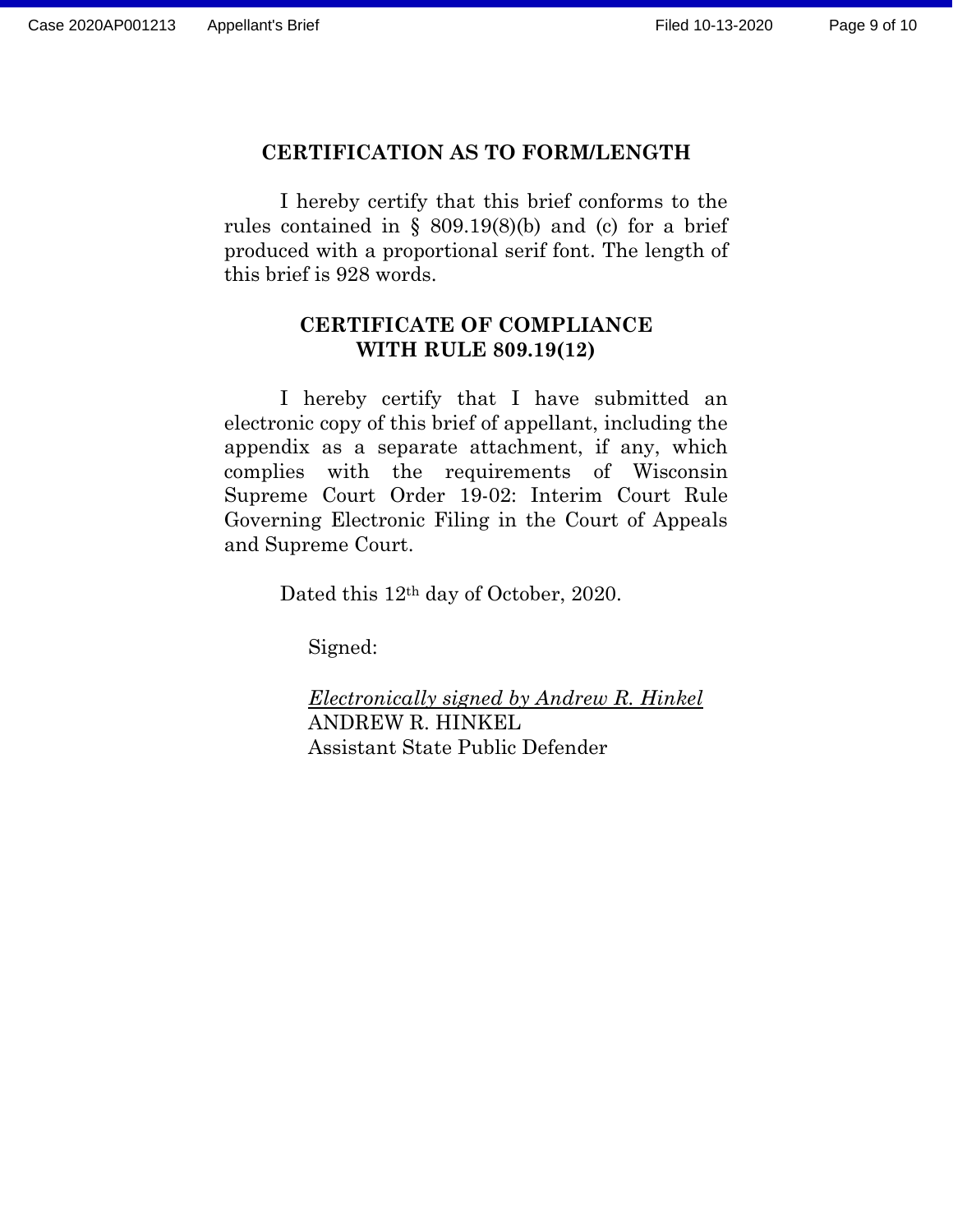## CERTIFICATION AS TO FORM/LENGTH

I hereby certify that this brief conforms to the rules contained in § 809.19(8)(b) and (c) for a brief produced with a proportional serif font. The length of this brief is 928 words.

## CERTIFICATE OF COMPLIANCE WITH RULE 809.19(12)

I hereby certify that I have submitted an electronic copy of this brief of appellant, including the appendix as a separate attachment, if any, which complies with the requirements of Wisconsin Supreme Court Order 19-02: Interim Court Rule Governing Electronic Filing in the Court of Appeals and Supreme Court.

Dated this 12th day of October, 2020.

Signed:

*Electronically signed by Andrew R. Hinkel*
ANDREW R. HINKEL
Assistant State Public Defender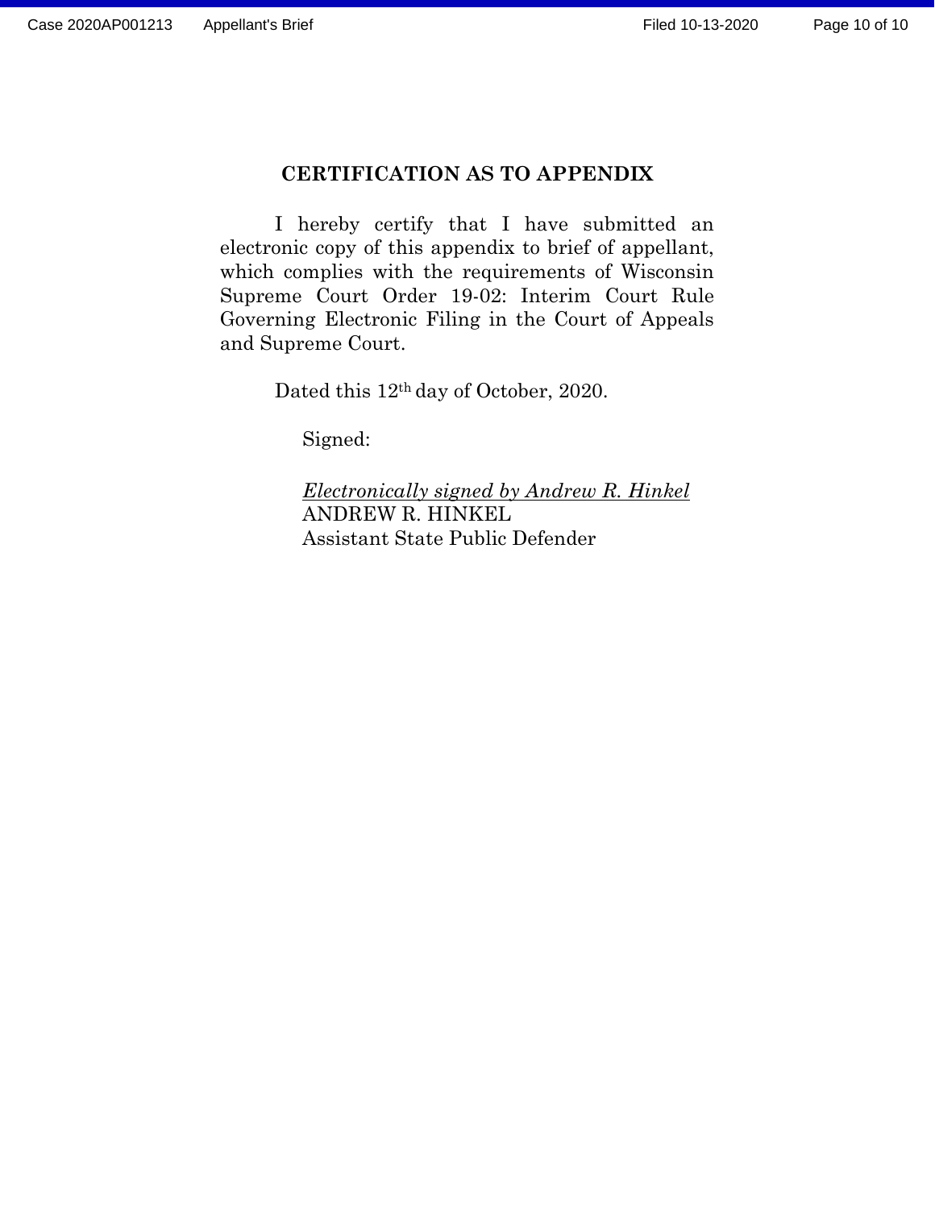## CERTIFICATION AS TO APPENDIX

I hereby certify that I have submitted an electronic copy of this appendix to brief of appellant, which complies with the requirements of Wisconsin Supreme Court Order 19-02: Interim Court Rule Governing Electronic Filing in the Court of Appeals and Supreme Court.

Dated this 12th day of October, 2020.

Signed:

*Electronically signed by Andrew R. Hinkel*
ANDREW R. HINKEL
Assistant State Public Defender